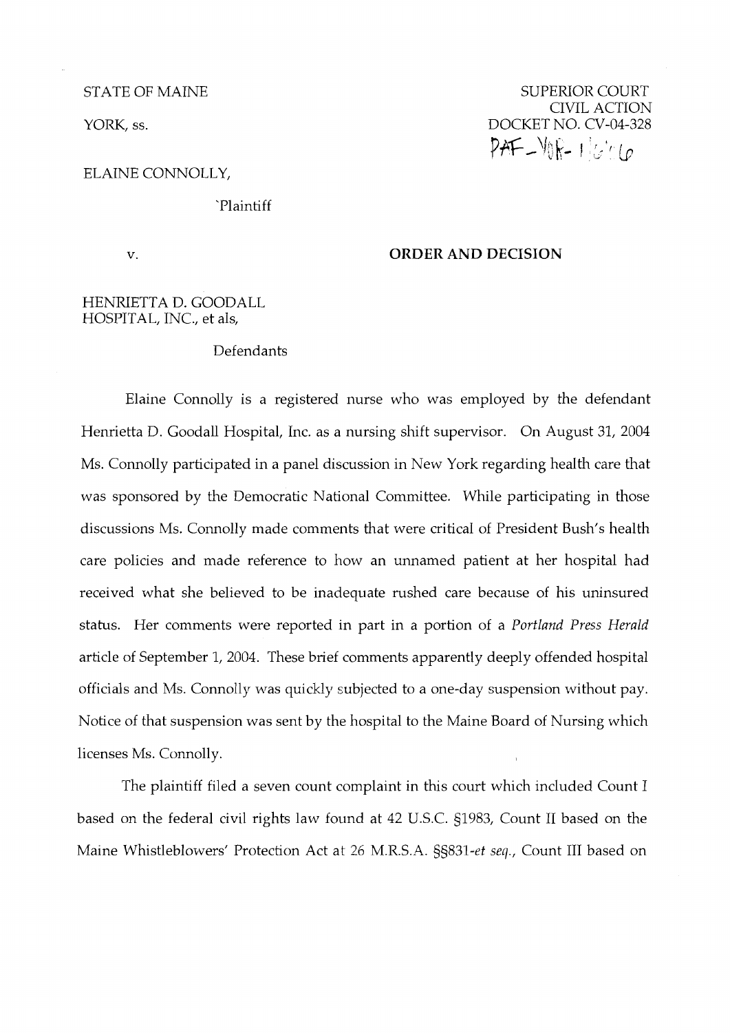STATE OF MAINE

YORK, ss.

SUPERIOR COURT
CIVIL ACTION
DOCKET NO. CV-04-328

PAF-YOR-1/6/06

ELAINE CONNOLLY,

`Plaintiff

v.

**ORDER AND DECISION**

HENRIETTA D. GOODALL
HOSPITAL, INC., et als,

Defendants

Elaine Connolly is a registered nurse who was employed by the defendant Henrietta D. Goodall Hospital, Inc. as a nursing shift supervisor. On August 31, 2004 Ms. Connolly participated in a panel discussion in New York regarding health care that was sponsored by the Democratic National Committee. While participating in those discussions Ms. Connolly made comments that were critical of President Bush's health care policies and made reference to how an unnamed patient at her hospital had received what she believed to be inadequate rushed care because of his uninsured status. Her comments were reported in part in a portion of a *Portland Press Herald* article of September 1, 2004. These brief comments apparently deeply offended hospital officials and Ms. Connolly was quickly subjected to a one-day suspension without pay. Notice of that suspension was sent by the hospital to the Maine Board of Nursing which licenses Ms. Connolly.

The plaintiff filed a seven count complaint in this court which included Count I based on the federal civil rights law found at 42 U.S.C. §1983, Count II based on the Maine Whistleblowers' Protection Act at 26 M.R.S.A. §§831-*et seq.*, Count III based on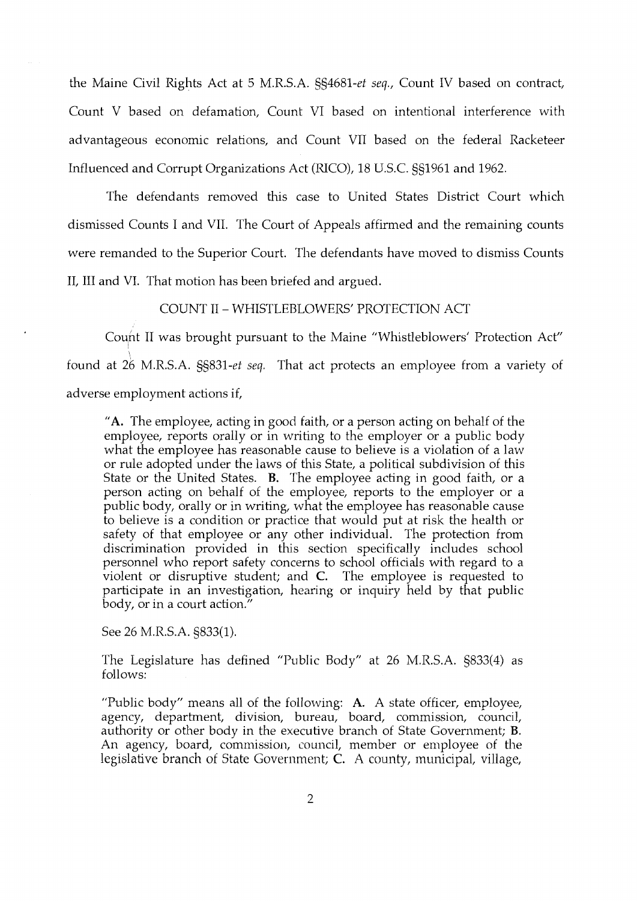the Maine Civil Rights Act at 5 M.R.S.A. §§4681-*et seq.*, Count IV based on contract, Count V based on defamation, Count VI based on intentional interference with advantageous economic relations, and Count VII based on the federal Racketeer Influenced and Corrupt Organizations Act (RICO), 18 U.S.C. §§1961 and 1962.

The defendants removed this case to United States District Court which dismissed Counts I and VII. The Court of Appeals affirmed and the remaining counts were remanded to the Superior Court. The defendants have moved to dismiss Counts II, III and VI. That motion has been briefed and argued.

## COUNT II – WHISTLEBLOWERS' PROTECTION ACT

Count II was brought pursuant to the Maine "Whistleblowers' Protection Act" found at 26 M.R.S.A. §§831-*et seq.* That act protects an employee from a variety of adverse employment actions if,

> "**A.** The employee, acting in good faith, or a person acting on behalf of the employee, reports orally or in writing to the employer or a public body what the employee has reasonable cause to believe is a violation of a law or rule adopted under the laws of this State, a political subdivision of this State or the United States. **B.** The employee acting in good faith, or a person acting on behalf of the employee, reports to the employer or a public body, orally or in writing, what the employee has reasonable cause to believe is a condition or practice that would put at risk the health or safety of that employee or any other individual. The protection from discrimination provided in this section specifically includes school personnel who report safety concerns to school officials with regard to a violent or disruptive student; and **C.** The employee is requested to participate in an investigation, hearing or inquiry held by that public body, or in a court action."
>
> See 26 M.R.S.A. §833(1).
>
> The Legislature has defined "Public Body" at 26 M.R.S.A. §833(4) as follows:
>
> "Public body" means all of the following: **A.** A state officer, employee, agency, department, division, bureau, board, commission, council, authority or other body in the executive branch of State Government; **B.** An agency, board, commission, council, member or employee of the legislative branch of State Government; **C.** A county, municipal, village,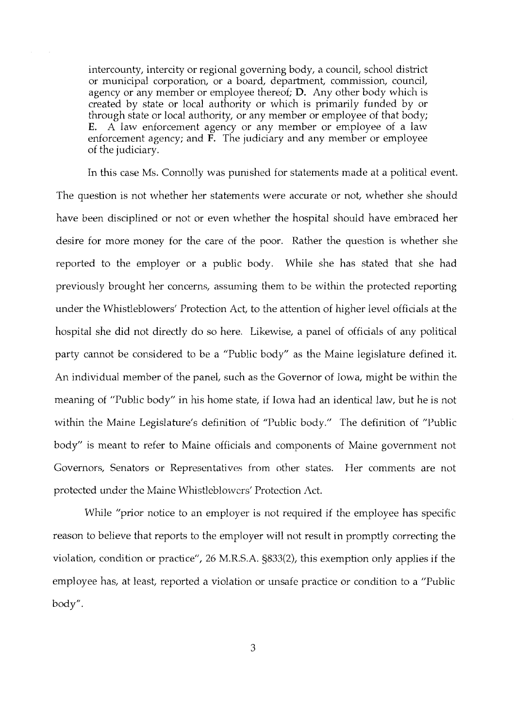> intercounty, intercity or regional governing body, a council, school district or municipal corporation, or a board, department, commission, council, agency or any member or employee thereof; **D.** Any other body which is created by state or local authority or which is primarily funded by or through state or local authority, or any member or employee of that body; **E.** A law enforcement agency or any member or employee of a law enforcement agency; and **F.** The judiciary and any member or employee of the judiciary.

In this case Ms. Connolly was punished for statements made at a political event. The question is not whether her statements were accurate or not, whether she should have been disciplined or not or even whether the hospital should have embraced her desire for more money for the care of the poor. Rather the question is whether she reported to the employer or a public body. While she has stated that she had previously brought her concerns, assuming them to be within the protected reporting under the Whistleblowers' Protection Act, to the attention of higher level officials at the hospital she did not directly do so here. Likewise, a panel of officials of any political party cannot be considered to be a "Public body" as the Maine legislature defined it. An individual member of the panel, such as the Governor of Iowa, might be within the meaning of "Public body" in his home state, if Iowa had an identical law, but he is not within the Maine Legislature's definition of "Public body." The definition of "Public body" is meant to refer to Maine officials and components of Maine government not Governors, Senators or Representatives from other states. Her comments are not protected under the Maine Whistleblowers' Protection Act.

While "prior notice to an employer is not required if the employee has specific reason to believe that reports to the employer will not result in promptly correcting the violation, condition or practice", 26 M.R.S.A. §833(2), this exemption only applies if the employee has, at least, reported a violation or unsafe practice or condition to a "Public body".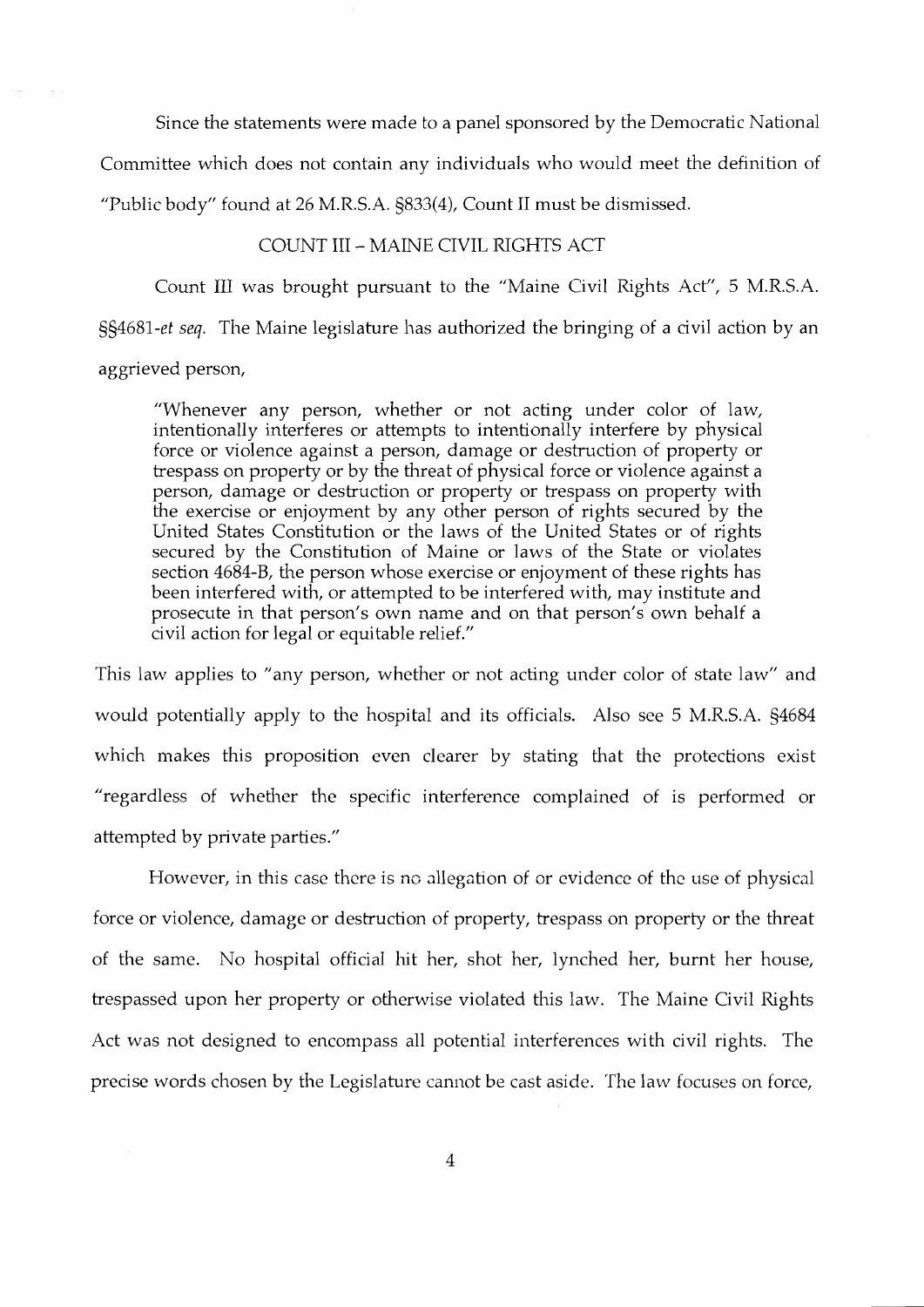Since the statements were made to a panel sponsored by the Democratic National Committee which does not contain any individuals who would meet the definition of "Public body" found at 26 M.R.S.A. §833(4), Count II must be dismissed.

## COUNT III – MAINE CIVIL RIGHTS ACT

Count III was brought pursuant to the "Maine Civil Rights Act", 5 M.R.S.A. §§4681-*et seq.* The Maine legislature has authorized the bringing of a civil action by an aggrieved person,

> "Whenever any person, whether or not acting under color of law, intentionally interferes or attempts to intentionally interfere by physical force or violence against a person, damage or destruction of property or trespass on property or by the threat of physical force or violence against a person, damage or destruction or property or trespass on property with the exercise or enjoyment by any other person of rights secured by the United States Constitution or the laws of the United States or of rights secured by the Constitution of Maine or laws of the State or violates section 4684-B, the person whose exercise or enjoyment of these rights has been interfered with, or attempted to be interfered with, may institute and prosecute in that person's own name and on that person's own behalf a civil action for legal or equitable relief."

This law applies to "any person, whether or not acting under color of state law" and would potentially apply to the hospital and its officials. Also see 5 M.R.S.A. §4684 which makes this proposition even clearer by stating that the protections exist "regardless of whether the specific interference complained of is performed or attempted by private parties."

However, in this case there is no allegation of or evidence of the use of physical force or violence, damage or destruction of property, trespass on property or the threat of the same. No hospital official hit her, shot her, lynched her, burnt her house, trespassed upon her property or otherwise violated this law. The Maine Civil Rights Act was not designed to encompass all potential interferences with civil rights. The precise words chosen by the Legislature cannot be cast aside. The law focuses on force,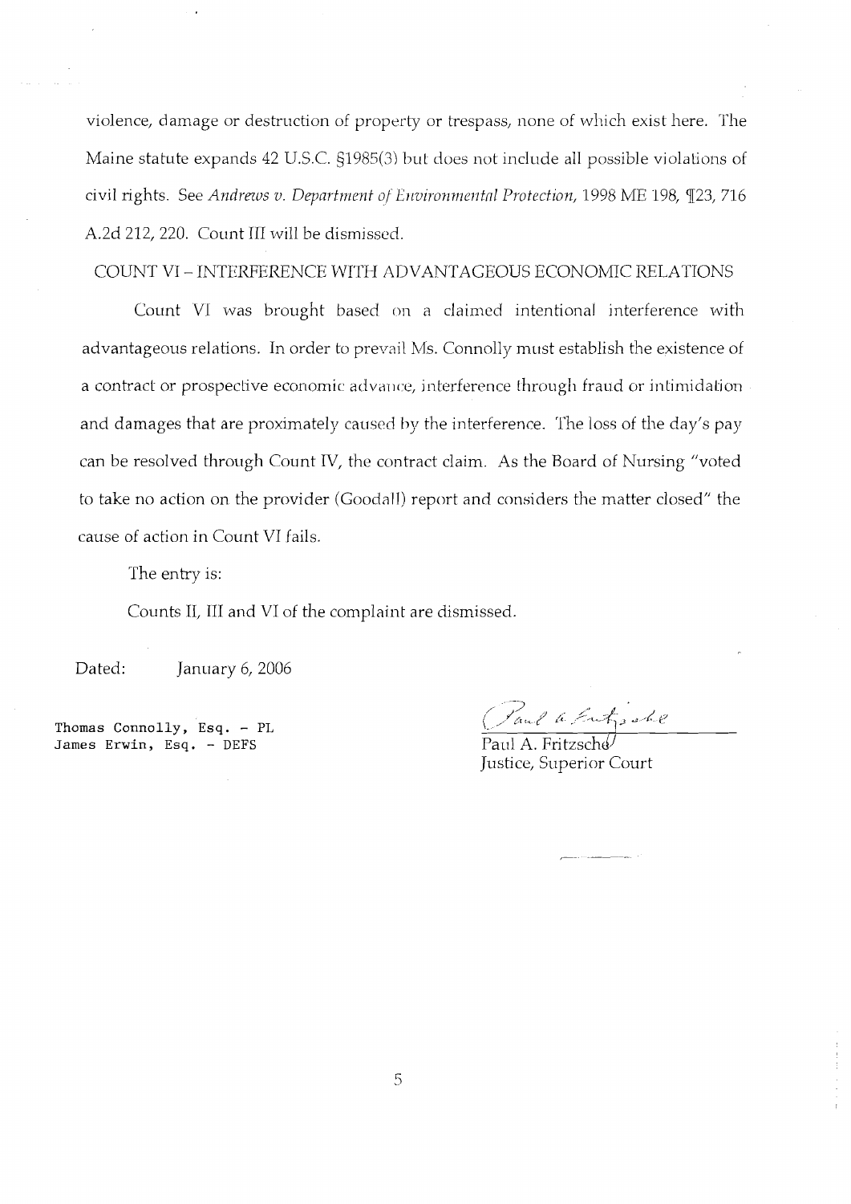violence, damage or destruction of property or trespass, none of which exist here. The Maine statute expands 42 U.S.C. §1985(3) but does not include all possible violations of civil rights. See *Andrews v. Department of Environmental Protection*, 1998 ME 198, ¶23, 716 A.2d 212, 220. Count III will be dismissed.

COUNT VI – INTERFERENCE WITH ADVANTAGEOUS ECONOMIC RELATIONS

Count VI was brought based on a claimed intentional interference with advantageous relations. In order to prevail Ms. Connolly must establish the existence of a contract or prospective economic advance, interference through fraud or intimidation and damages that are proximately caused by the interference. The loss of the day's pay can be resolved through Count IV, the contract claim. As the Board of Nursing "voted to take no action on the provider (Goodall) report and considers the matter closed" the cause of action in Count VI fails.

The entry is:

Counts II, III and VI of the complaint are dismissed.

Dated: January 6, 2006

Thomas Connolly, Esq. - PL
James Erwin, Esq. - DEFS

Paul A. Fritzsche
Justice, Superior Court